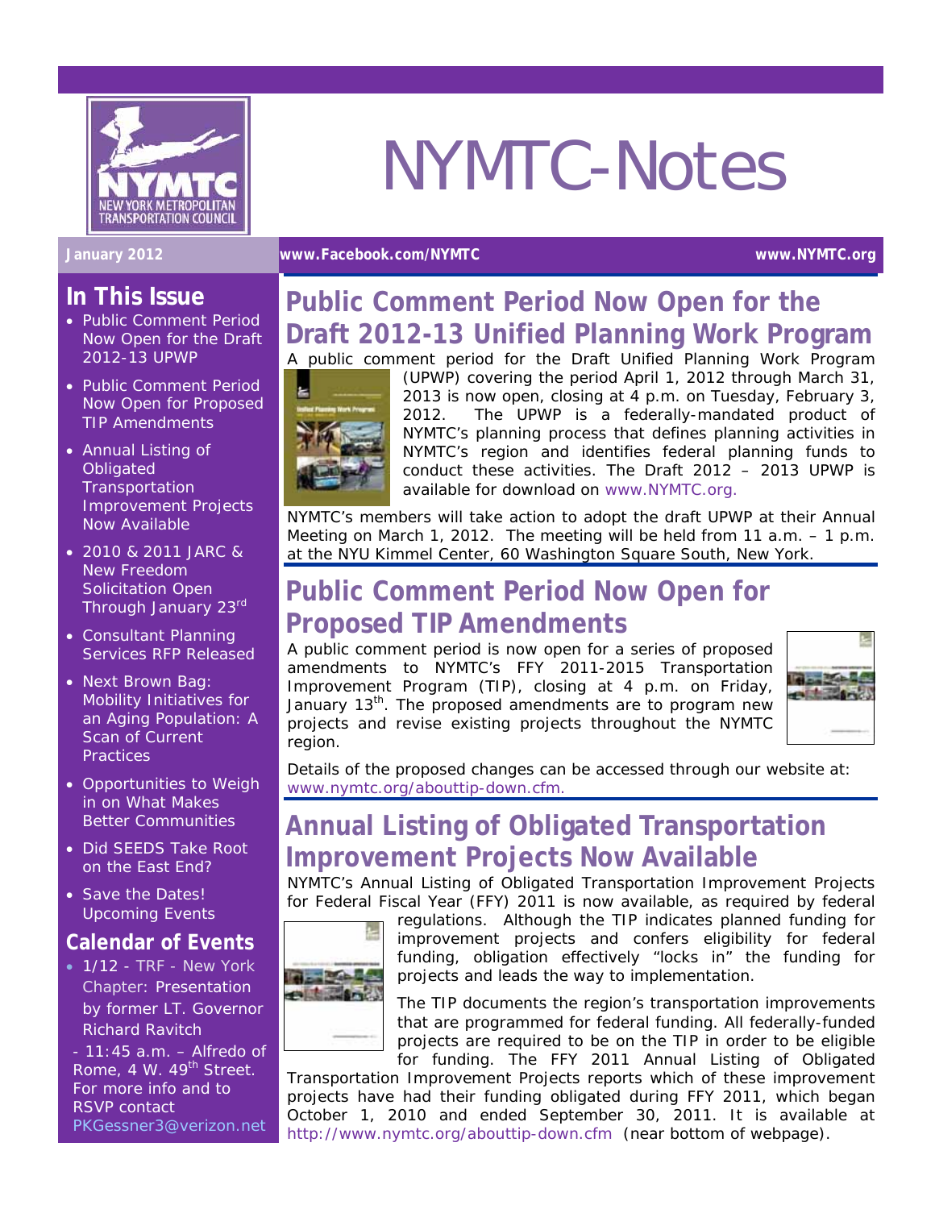# NYMTC-Notes

January 2012 | www.Facebook.com/NYMTC | www.NYMTC.org

## In This Issue

- Public Comment Period Now Open for the Draft 2012-13 UPWP
- Public Comment Period Now Open for Proposed TIP Amendments
- Annual Listing of Obligated Transportation Improvement Projects Now Available
- 2010 & 2011 JARC & New Freedom Solicitation Open Through January 23rd
- Consultant Planning Services RFP Released
- Next Brown Bag: Mobility Initiatives for an Aging Population: A Scan of Current Practices
- Opportunities to Weigh in on What Makes Better Communities
- Did SEEDS Take Root on the East End?
- Save the Dates! Upcoming Events

## Calendar of Events

- 1/12 - TRF - New York Chapter: Presentation by former LT. Governor Richard Ravitch - 11:45 a.m. – Alfredo of Rome, 4 W. 49th Street. For more info and to RSVP contact PKGessner3@verizon.net

## Public Comment Period Now Open for the Draft 2012-13 Unified Planning Work Program

A public comment period for the Draft Unified Planning Work Program (UPWP) covering the period April 1, 2012 through March 31, 2013 is now open, closing at 4 p.m. on Tuesday, February 3, 2012. The UPWP is a federally-mandated product of NYMTC's planning process that defines planning activities in NYMTC's region and identifies federal planning funds to conduct these activities. The Draft 2012 – 2013 UPWP is available for download on www.NYMTC.org.

NYMTC's members will take action to adopt the draft UPWP at their Annual Meeting on March 1, 2012. The meeting will be held from 11 a.m. – 1 p.m. at the NYU Kimmel Center, 60 Washington Square South, New York.

## Public Comment Period Now Open for Proposed TIP Amendments

A public comment period is now open for a series of proposed amendments to NYMTC's FFY 2011-2015 Transportation Improvement Program (TIP), closing at 4 p.m. on Friday, January 13th. The proposed amendments are to program new projects and revise existing projects throughout the NYMTC region.

Details of the proposed changes can be accessed through our website at: www.nymtc.org/abouttip-down.cfm.

## Annual Listing of Obligated Transportation Improvement Projects Now Available

NYMTC's Annual Listing of Obligated Transportation Improvement Projects for Federal Fiscal Year (FFY) 2011 is now available, as required by federal regulations. Although the TIP indicates planned funding for improvement projects and confers eligibility for federal funding, obligation effectively "locks in" the funding for projects and leads the way to implementation.

The TIP documents the region's transportation improvements that are programmed for federal funding. All federally-funded projects are required to be on the TIP in order to be eligible for funding. The FFY 2011 Annual Listing of Obligated Transportation Improvement Projects reports which of these improvement projects have had their funding obligated during FFY 2011, which began October 1, 2010 and ended September 30, 2011. It is available at http://www.nymtc.org/abouttip-down.cfm (near bottom of webpage).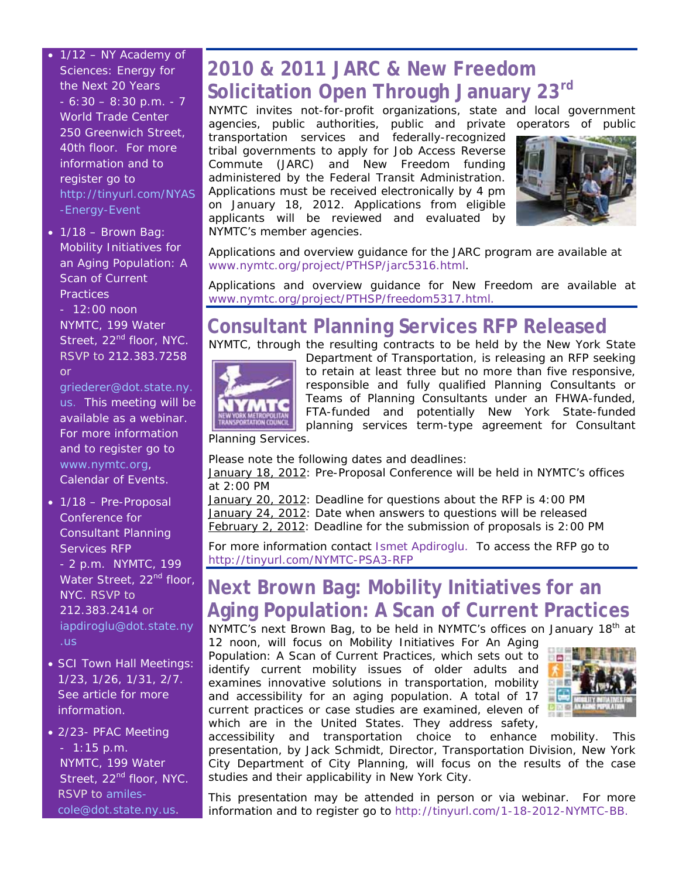- 1/12 – NY Academy of Sciences: Energy for the Next 20 Years - 6:30 – 8:30 p.m. - 7 World Trade Center 250 Greenwich Street, 40th floor. For more information and to register go to http://tinyurl.com/NYAS-Energy-Event
- 1/18 – Brown Bag: Mobility Initiatives for an Aging Population: A Scan of Current Practices - 12:00 noon NYMTC, 199 Water Street, 22nd floor, NYC. RSVP to 212.383.7258 or griederer@dot.state.ny.us. This meeting will be available as a webinar. For more information and to register go to www.nymtc.org, Calendar of Events.
- 1/18 – Pre-Proposal Conference for Consultant Planning Services RFP - 2 p.m. NYMTC, 199 Water Street, 22nd floor, NYC. RSVP to 212.383.2414 or iapdiroglu@dot.state.ny.us
- SCI Town Hall Meetings: 1/23, 1/26, 1/31, 2/7. See article for more information.
- 2/23- PFAC Meeting - 1:15 p.m. NYMTC, 199 Water Street, 22nd floor, NYC. RSVP to amiles-cole@dot.state.ny.us.

## 2010 & 2011 JARC & New Freedom Solicitation Open Through January 23rd

NYMTC invites not-for-profit organizations, state and local government agencies, public authorities, public and private operators of public transportation services and federally-recognized tribal governments to apply for Job Access Reverse Commute (JARC) and New Freedom funding administered by the Federal Transit Administration. Applications must be received electronically by 4 pm on January 18, 2012. Applications from eligible applicants will be reviewed and evaluated by NYMTC's member agencies.

Applications and overview guidance for the JARC program are available at www.nymtc.org/project/PTHSP/jarc5316.html.

Applications and overview guidance for New Freedom are available at www.nymtc.org/project/PTHSP/freedom5317.html.

## Consultant Planning Services RFP Released

NYMTC, through the resulting contracts to be held by the New York State Department of Transportation, is releasing an RFP seeking to retain at least three but no more than five responsive, responsible and fully qualified Planning Consultants or Teams of Planning Consultants under an FHWA-funded, FTA-funded and potentially New York State-funded planning services term-type agreement for Consultant Planning Services.

Please note the following dates and deadlines:
January 18, 2012: Pre-Proposal Conference will be held in NYMTC's offices at 2:00 PM
January 20, 2012: Deadline for questions about the RFP is 4:00 PM
January 24, 2012: Date when answers to questions will be released
February 2, 2012: Deadline for the submission of proposals is 2:00 PM

For more information contact Ismet Apdiroglu. To access the RFP go to http://tinyurl.com/NYMTC-PSA3-RFP

## Next Brown Bag: Mobility Initiatives for an Aging Population: A Scan of Current Practices

NYMTC's next Brown Bag, to be held in NYMTC's offices on January 18th at 12 noon, will focus on Mobility Initiatives For An Aging Population: A Scan of Current Practices, which sets out to identify current mobility issues of older adults and examines innovative solutions in transportation, mobility and accessibility for an aging population. A total of 17 current practices or case studies are examined, eleven of which are in the United States. They address safety, accessibility and transportation choice to enhance mobility. This presentation, by Jack Schmidt, Director, Transportation Division, New York City Department of City Planning, will focus on the results of the case studies and their applicability in New York City.

This presentation may be attended in person or via webinar. For more information and to register go to http://tinyurl.com/1-18-2012-NYMTC-BB.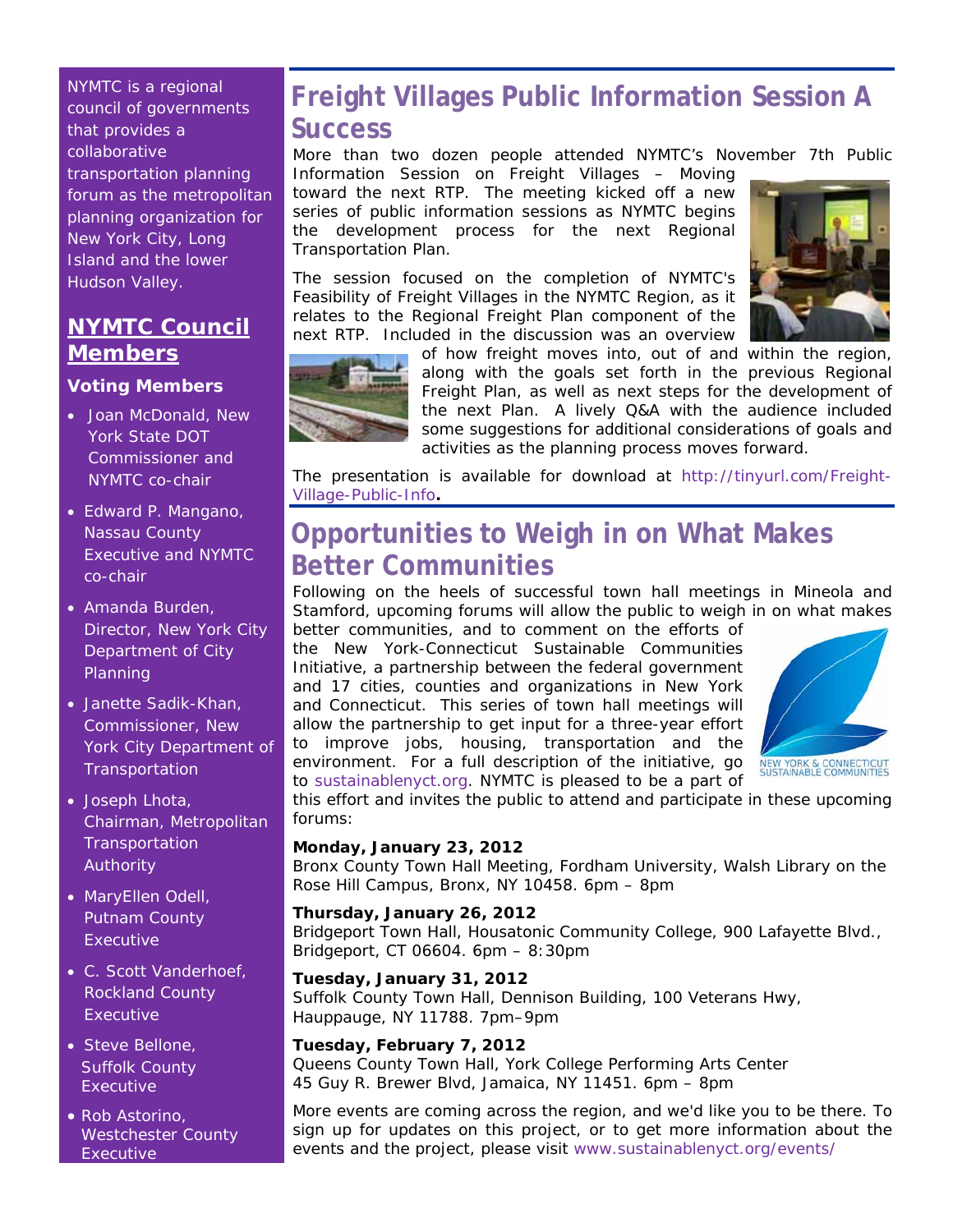NYMTC is a regional council of governments that provides a collaborative transportation planning forum as the metropolitan planning organization for New York City, Long Island and the lower Hudson Valley.

## NYMTC Council Members

### Voting Members

- Joan McDonald, New York State DOT Commissioner and NYMTC co-chair
- Edward P. Mangano, Nassau County Executive and NYMTC co-chair
- Amanda Burden, Director, New York City Department of City Planning
- Janette Sadik-Khan, Commissioner, New York City Department of Transportation
- Joseph Lhota, Chairman, Metropolitan Transportation Authority
- MaryEllen Odell, Putnam County Executive
- C. Scott Vanderhoef, Rockland County Executive
- Steve Bellone, Suffolk County Executive
- Rob Astorino, Westchester County Executive

# Freight Villages Public Information Session A Success

More than two dozen people attended NYMTC's November 7th Public Information Session on Freight Villages – Moving toward the next RTP. The meeting kicked off a new series of public information sessions as NYMTC begins the development process for the next Regional Transportation Plan.

The session focused on the completion of NYMTC's Feasibility of Freight Villages in the NYMTC Region, as it relates to the Regional Freight Plan component of the next RTP. Included in the discussion was an overview of how freight moves into, out of and within the region, along with the goals set forth in the previous Regional Freight Plan, as well as next steps for the development of the next Plan. A lively Q&A with the audience included some suggestions for additional considerations of goals and activities as the planning process moves forward.

The presentation is available for download at http://tinyurl.com/Freight-Village-Public-Info**.**

# Opportunities to Weigh in on What Makes Better Communities

Following on the heels of successful town hall meetings in Mineola and Stamford, upcoming forums will allow the public to weigh in on what makes better communities, and to comment on the efforts of the New York-Connecticut Sustainable Communities Initiative, a partnership between the federal government and 17 cities, counties and organizations in New York and Connecticut. This series of town hall meetings will allow the partnership to get input for a three-year effort to improve jobs, housing, transportation and the environment. For a full description of the initiative, go to sustainablenyct.org. NYMTC is pleased to be a part of this effort and invites the public to attend and participate in these upcoming forums:

**Monday, January 23, 2012**
Bronx County Town Hall Meeting, Fordham University, Walsh Library on the Rose Hill Campus, Bronx, NY 10458. 6pm – 8pm

**Thursday, January 26, 2012**
Bridgeport Town Hall, Housatonic Community College, 900 Lafayette Blvd., Bridgeport, CT 06604. 6pm – 8:30pm

**Tuesday, January 31, 2012**
Suffolk County Town Hall, Dennison Building, 100 Veterans Hwy, Hauppauge, NY 11788. 7pm–9pm

**Tuesday, February 7, 2012**
Queens County Town Hall, York College Performing Arts Center
45 Guy R. Brewer Blvd, Jamaica, NY 11451. 6pm – 8pm

More events are coming across the region, and we'd like you to be there. To sign up for updates on this project, or to get more information about the events and the project, please visit www.sustainablenyct.org/events/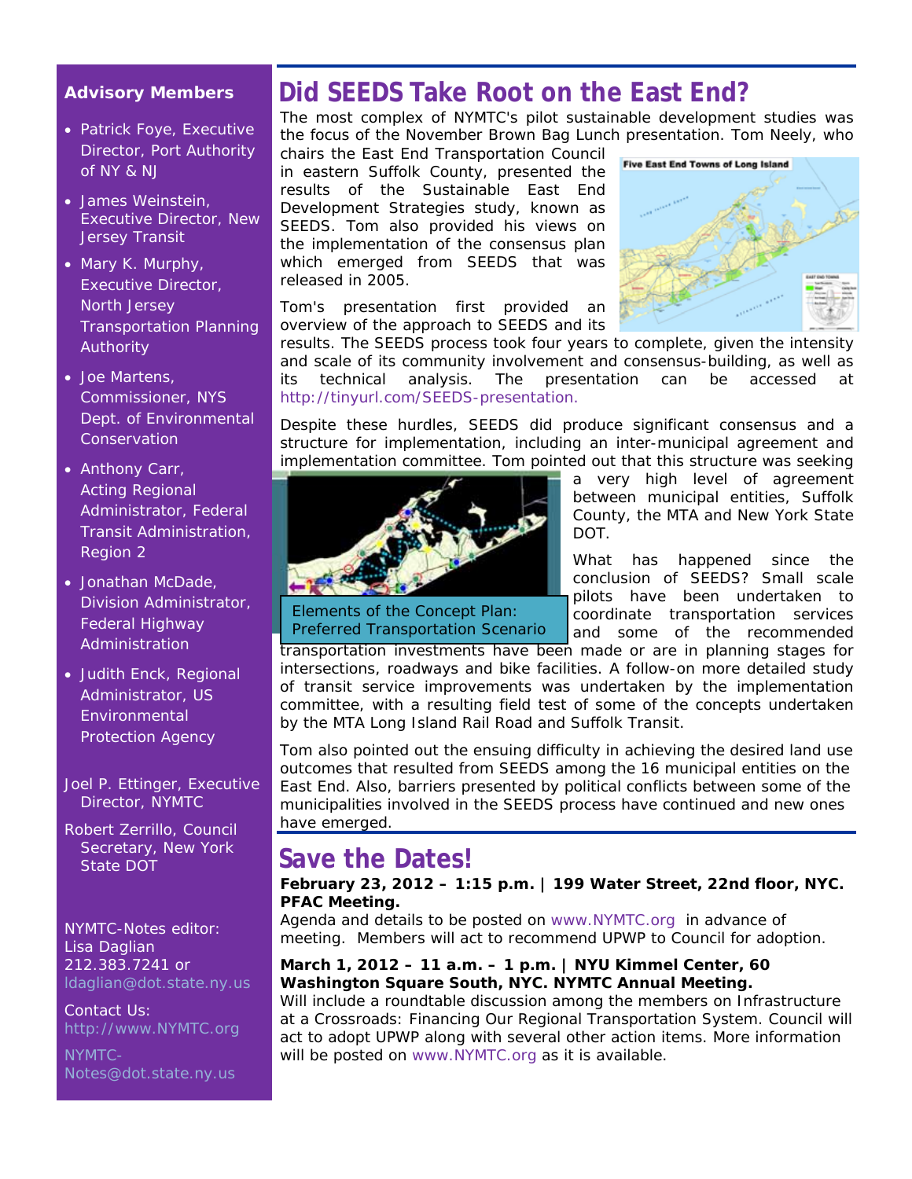## Advisory Members

- Patrick Foye, Executive Director, Port Authority of NY & NJ
- James Weinstein, Executive Director, New Jersey Transit
- Mary K. Murphy, Executive Director, North Jersey Transportation Planning Authority
- Joe Martens, Commissioner, NYS Dept. of Environmental Conservation
- Anthony Carr, Acting Regional Administrator, Federal Transit Administration, Region 2
- Jonathan McDade, Division Administrator, Federal Highway Administration
- Judith Enck, Regional Administrator, US Environmental Protection Agency

Joel P. Ettinger, Executive Director, NYMTC

Robert Zerrillo, Council Secretary, New York State DOT

NYMTC-Notes editor:
Lisa Daglian
212.383.7241 or
ldaglian@dot.state.ny.us

Contact Us:
http://www.NYMTC.org

NYMTC-Notes@dot.state.ny.us

# Did SEEDS Take Root on the East End?

The most complex of NYMTC's pilot sustainable development studies was the focus of the November Brown Bag Lunch presentation. Tom Neely, who chairs the East End Transportation Council in eastern Suffolk County, presented the results of the Sustainable East End Development Strategies study, known as SEEDS. Tom also provided his views on the implementation of the consensus plan which emerged from SEEDS that was released in 2005.

Five East End Towns of Long Island

Tom's presentation first provided an overview of the approach to SEEDS and its results. The SEEDS process took four years to complete, given the intensity and scale of its community involvement and consensus-building, as well as its technical analysis. The presentation can be accessed at http://tinyurl.com/SEEDS-presentation.

Despite these hurdles, SEEDS did produce significant consensus and a structure for implementation, including an inter-municipal agreement and implementation committee. Tom pointed out that this structure was seeking a very high level of agreement between municipal entities, Suffolk County, the MTA and New York State DOT.

Elements of the Concept Plan: Preferred Transportation Scenario

What has happened since the conclusion of SEEDS? Small scale pilots have been undertaken to coordinate transportation services and some of the recommended transportation investments have been made or are in planning stages for intersections, roadways and bike facilities. A follow-on more detailed study of transit service improvements was undertaken by the implementation committee, with a resulting field test of some of the concepts undertaken by the MTA Long Island Rail Road and Suffolk Transit.

Tom also pointed out the ensuing difficulty in achieving the desired land use outcomes that resulted from SEEDS among the 16 municipal entities on the East End. Also, barriers presented by political conflicts between some of the municipalities involved in the SEEDS process have continued and new ones have emerged.

# Save the Dates!

**February 23, 2012 – 1:15 p.m. | 199 Water Street, 22nd floor, NYC. PFAC Meeting.**
Agenda and details to be posted on www.NYMTC.org in advance of meeting. Members will act to recommend UPWP to Council for adoption.

**March 1, 2012 – 11 a.m. – 1 p.m. | NYU Kimmel Center, 60 Washington Square South, NYC. NYMTC Annual Meeting.**
Will include a roundtable discussion among the members on Infrastructure at a Crossroads: Financing Our Regional Transportation System. Council will act to adopt UPWP along with several other action items. More information will be posted on www.NYMTC.org as it is available.